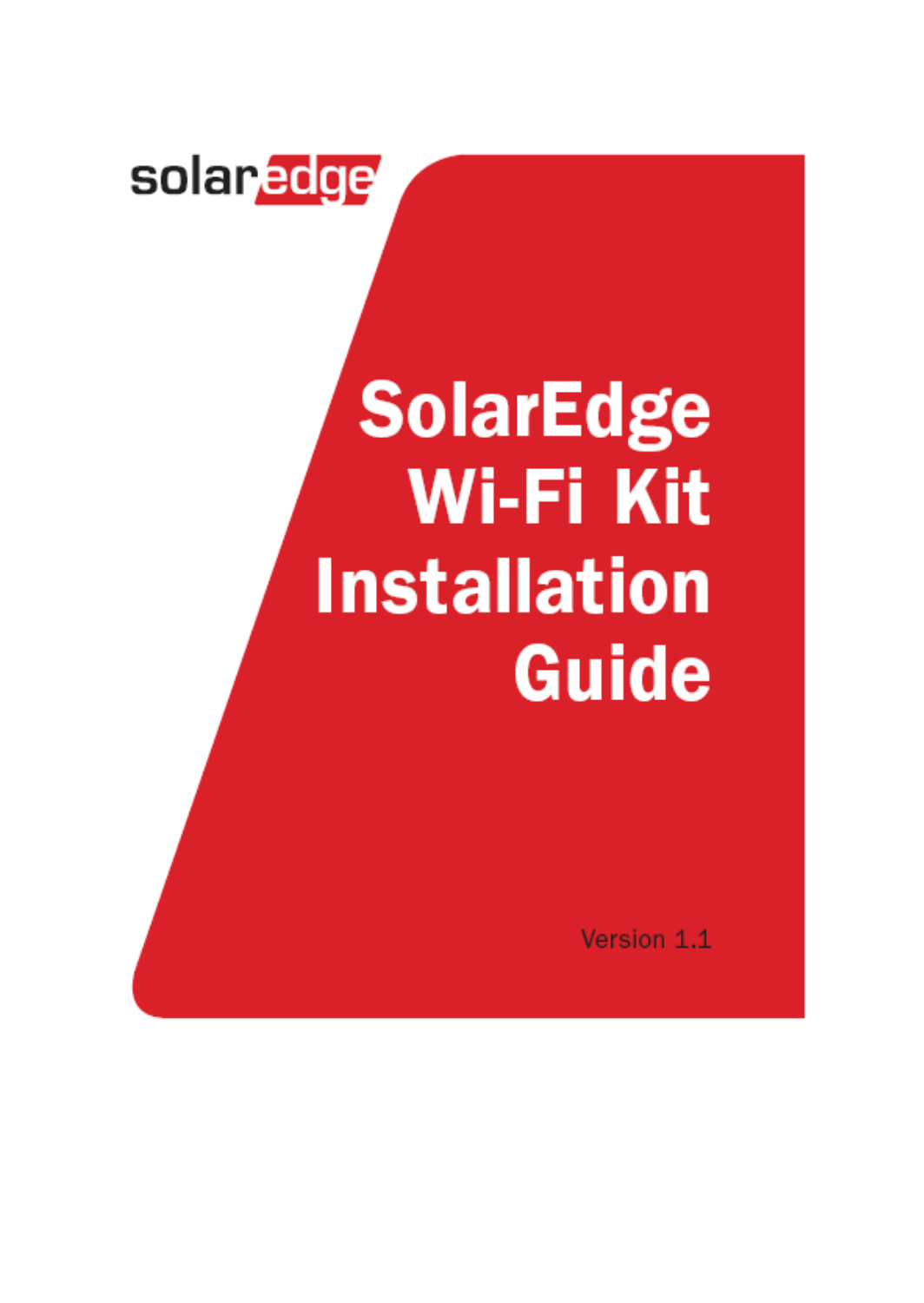solaredge

# SolarEdge Wi-Fi Kit Installation Guide

Version 1.1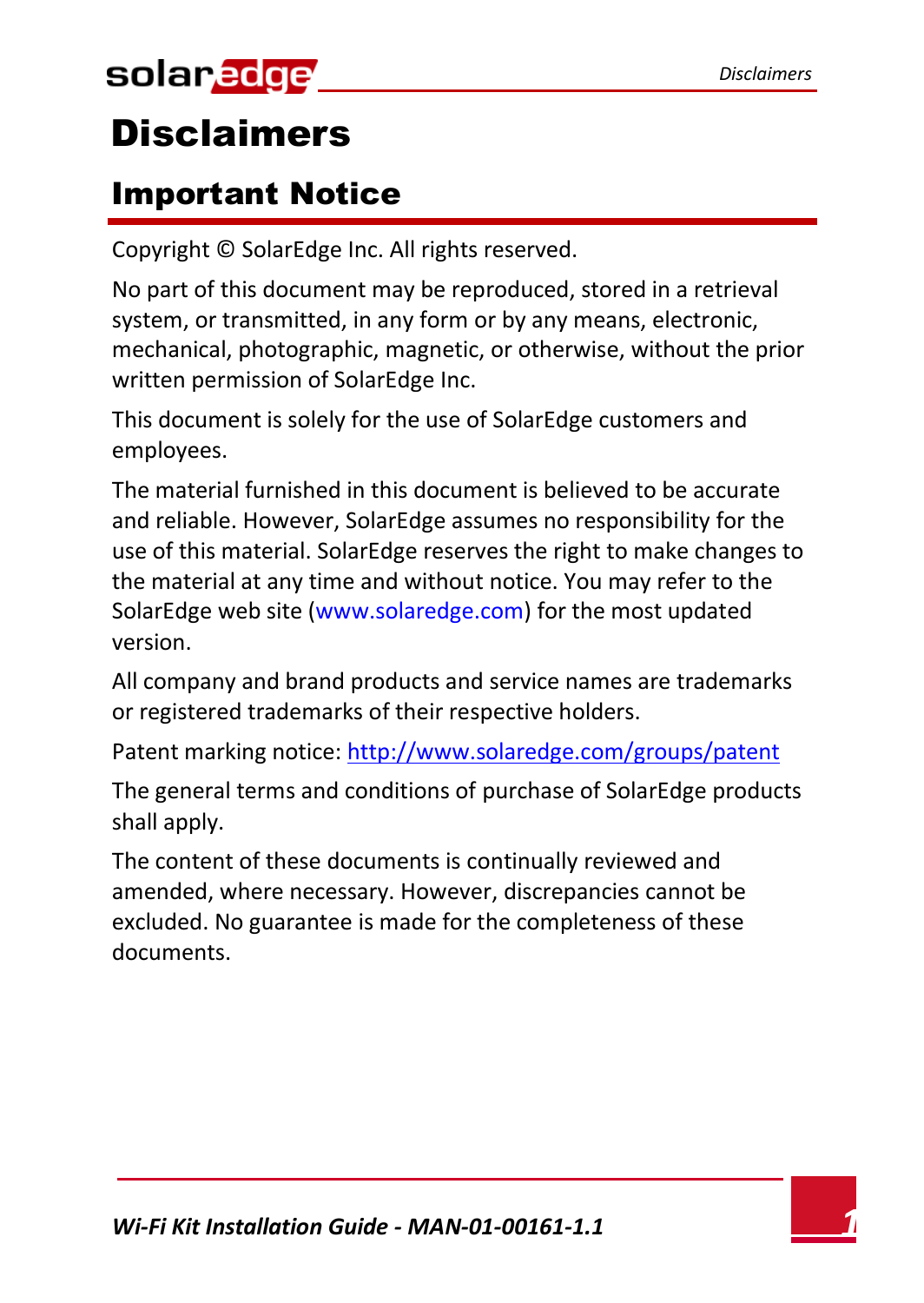# Disclaimers

## Important Notice

Copyright © SolarEdge Inc. All rights reserved.

No part of this document may be reproduced, stored in a retrieval system, or transmitted, in any form or by any means, electronic, mechanical, photographic, magnetic, or otherwise, without the prior written permission of SolarEdge Inc.

This document is solely for the use of SolarEdge customers and employees.

The material furnished in this document is believed to be accurate and reliable. However, SolarEdge assumes no responsibility for the use of this material. SolarEdge reserves the right to make changes to the material at any time and without notice. You may refer to the SolarEdge web site (www.solaredge.com) for the most updated version.

All company and brand products and service names are trademarks or registered trademarks of their respective holders.

Patent marking notice: http://www.solaredge.com/groups/patent

The general terms and conditions of purchase of SolarEdge products shall apply.

The content of these documents is continually reviewed and amended, where necessary. However, discrepancies cannot be excluded. No guarantee is made for the completeness of these documents.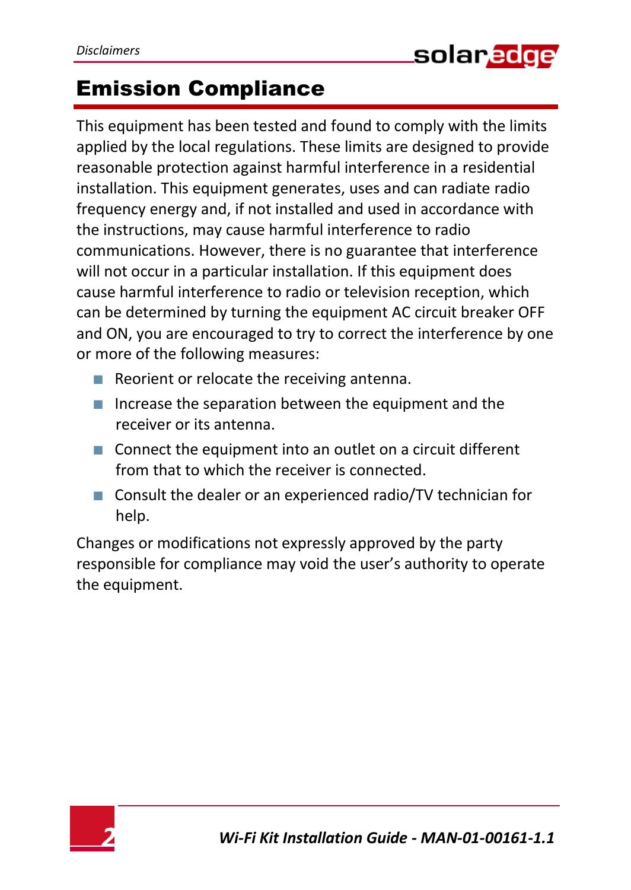# Emission Compliance

This equipment has been tested and found to comply with the limits applied by the local regulations. These limits are designed to provide reasonable protection against harmful interference in a residential installation. This equipment generates, uses and can radiate radio frequency energy and, if not installed and used in accordance with the instructions, may cause harmful interference to radio communications. However, there is no guarantee that interference will not occur in a particular installation. If this equipment does cause harmful interference to radio or television reception, which can be determined by turning the equipment AC circuit breaker OFF and ON, you are encouraged to try to correct the interference by one or more of the following measures:

- Reorient or relocate the receiving antenna.
- Increase the separation between the equipment and the receiver or its antenna.
- Connect the equipment into an outlet on a circuit different from that to which the receiver is connected.
- Consult the dealer or an experienced radio/TV technician for help.

Changes or modifications not expressly approved by the party responsible for compliance may void the user's authority to operate the equipment.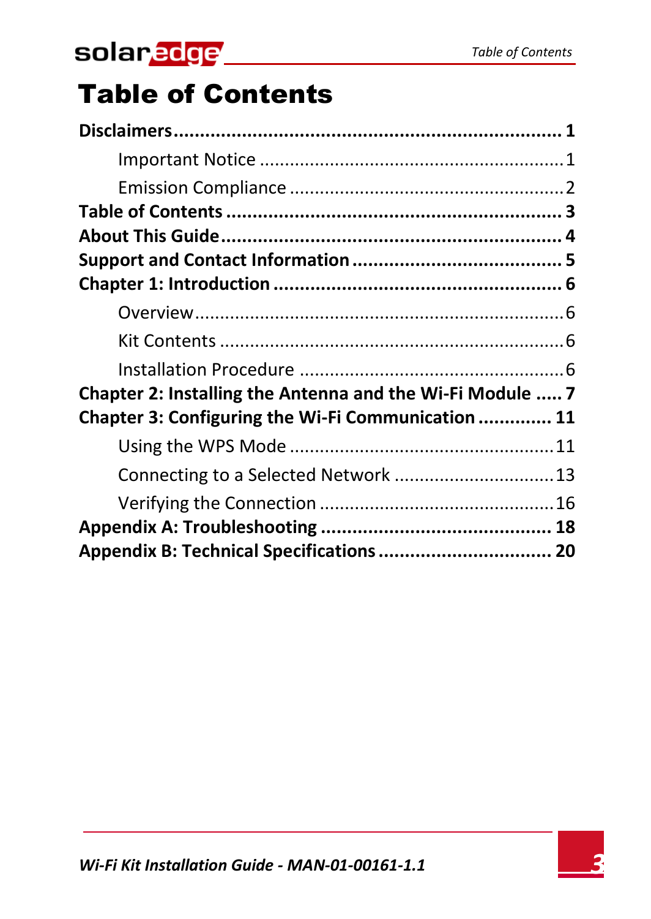# Table of Contents

**Disclaimers** ........................................................................ **1**

- Important Notice ........................................................ 1
- Emission Compliance ................................................... 2

**Table of Contents** ........................................................... **3**

**About This Guide** ............................................................ **4**

**Support and Contact Information** ....................................... **5**

**Chapter 1: Introduction** .................................................... **6**

- Overview ..................................................................... 6
- Kit Contents ................................................................. 6
- Installation Procedure .................................................. 6

**Chapter 2: Installing the Antenna and the Wi-Fi Module** ..... **7**

**Chapter 3: Configuring the Wi-Fi Communication** ............. **11**

- Using the WPS Mode .................................................. 11
- Connecting to a Selected Network .............................. 13
- Verifying the Connection ............................................ 16

**Appendix A: Troubleshooting** .......................................... **18**

**Appendix B: Technical Specifications** ............................... **20**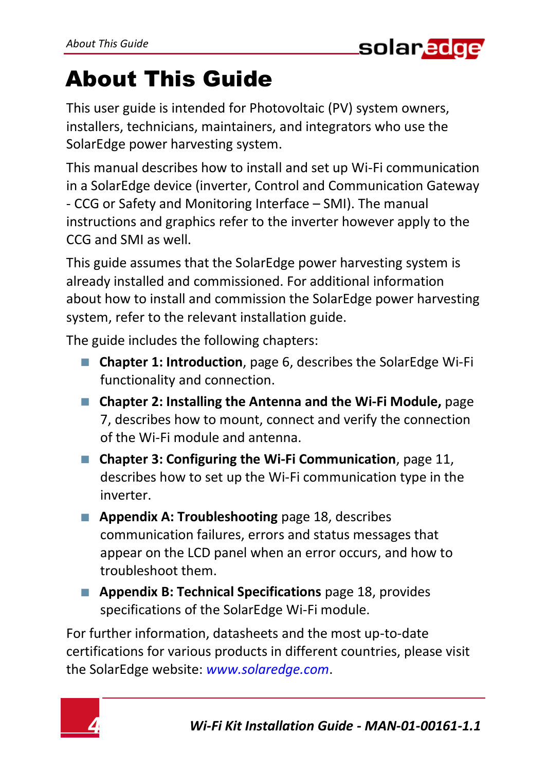# About This Guide

This user guide is intended for Photovoltaic (PV) system owners, installers, technicians, maintainers, and integrators who use the SolarEdge power harvesting system.

This manual describes how to install and set up Wi-Fi communication in a SolarEdge device (inverter, Control and Communication Gateway - CCG or Safety and Monitoring Interface – SMI). The manual instructions and graphics refer to the inverter however apply to the CCG and SMI as well.

This guide assumes that the SolarEdge power harvesting system is already installed and commissioned. For additional information about how to install and commission the SolarEdge power harvesting system, refer to the relevant installation guide.

The guide includes the following chapters:

- **Chapter 1: Introduction**, page 6, describes the SolarEdge Wi-Fi functionality and connection.
- **Chapter 2: Installing the Antenna and the Wi-Fi Module,** page 7, describes how to mount, connect and verify the connection of the Wi-Fi module and antenna.
- **Chapter 3: Configuring the Wi-Fi Communication**, page 11, describes how to set up the Wi-Fi communication type in the inverter.
- **Appendix A: Troubleshooting** page 18, describes communication failures, errors and status messages that appear on the LCD panel when an error occurs, and how to troubleshoot them.
- **Appendix B: Technical Specifications** page 18, provides specifications of the SolarEdge Wi-Fi module.

For further information, datasheets and the most up-to-date certifications for various products in different countries, please visit the SolarEdge website: *www.solaredge.com*.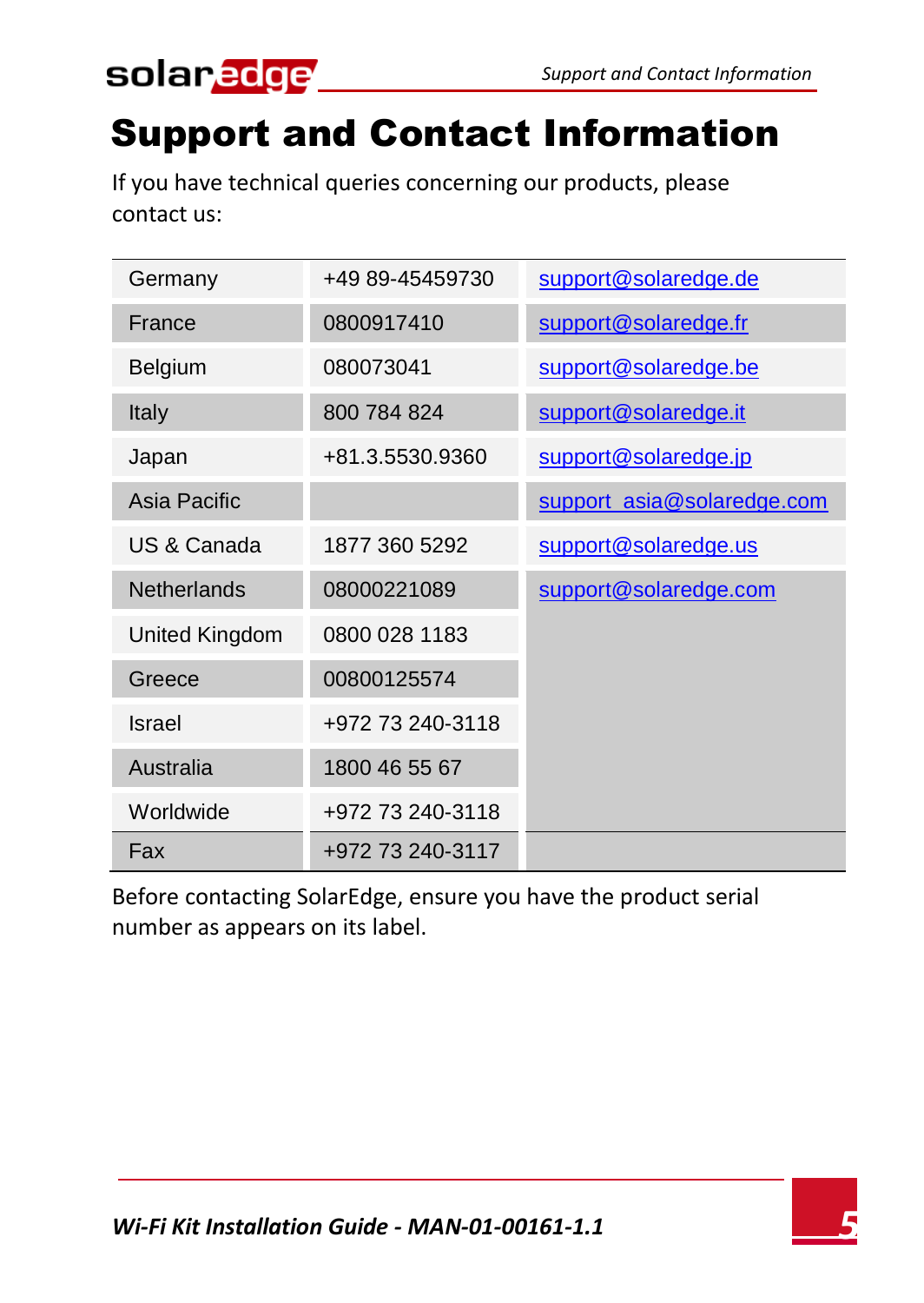# Support and Contact Information

If you have technical queries concerning our products, please contact us:

| | | |
|---|---|---|
| Germany | +49 89-45459730 | support@solaredge.de |
| France | 0800917410 | support@solaredge.fr |
| Belgium | 080073041 | support@solaredge.be |
| Italy | 800 784 824 | support@solaredge.it |
| Japan | +81.3.5530.9360 | support@solaredge.jp |
| Asia Pacific | | support_asia@solaredge.com |
| US & Canada | 1877 360 5292 | support@solaredge.us |
| Netherlands | 08000221089 | support@solaredge.com |
| United Kingdom | 0800 028 1183 | |
| Greece | 00800125574 | |
| Israel | +972 73 240-3118 | |
| Australia | 1800 46 55 67 | |
| Worldwide | +972 73 240-3118 | |
| Fax | +972 73 240-3117 | |

Before contacting SolarEdge, ensure you have the product serial number as appears on its label.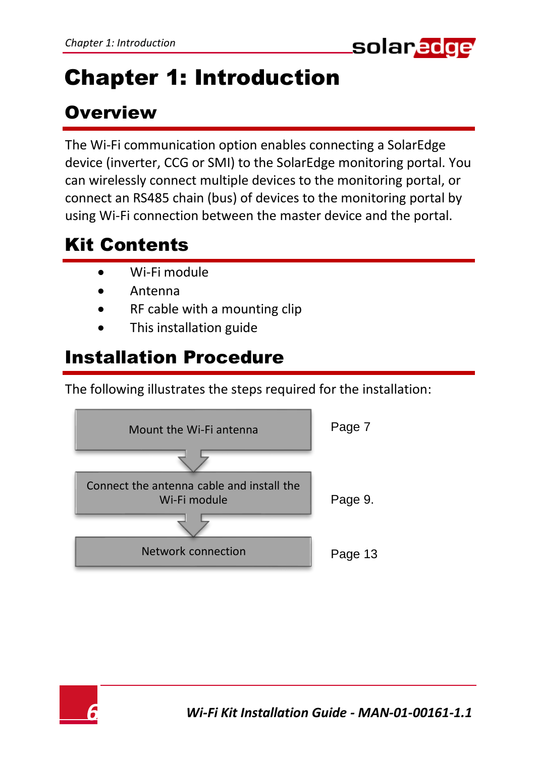# Chapter 1: Introduction

## Overview

The Wi-Fi communication option enables connecting a SolarEdge device (inverter, CCG or SMI) to the SolarEdge monitoring portal. You can wirelessly connect multiple devices to the monitoring portal, or connect an RS485 chain (bus) of devices to the monitoring portal by using Wi-Fi connection between the master device and the portal.

## Kit Contents

- Wi-Fi module
- Antenna
- RF cable with a mounting clip
- This installation guide

## Installation Procedure

The following illustrates the steps required for the installation:

| Step | Page |
| --- | --- |
| Mount the Wi-Fi antenna | Page 7 |
| Connect the antenna cable and install the Wi-Fi module | Page 9. |
| Network connection | Page 13 |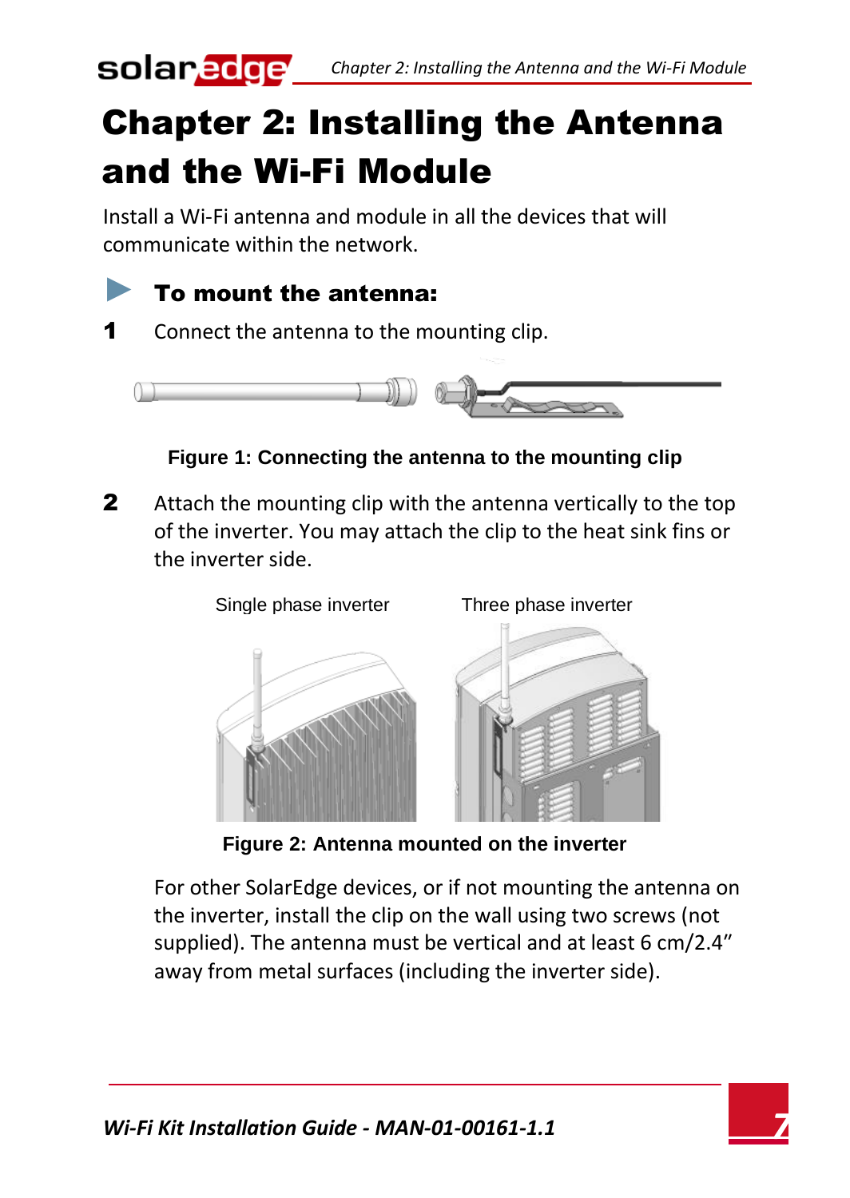# Chapter 2: Installing the Antenna and the Wi-Fi Module

Install a Wi-Fi antenna and module in all the devices that will communicate within the network.

## To mount the antenna:

1. Connect the antenna to the mounting clip.

**Figure 1: Connecting the antenna to the mounting clip**

2. Attach the mounting clip with the antenna vertically to the top of the inverter. You may attach the clip to the heat sink fins or the inverter side.

Single phase inverter | Three phase inverter

**Figure 2: Antenna mounted on the inverter**

For other SolarEdge devices, or if not mounting the antenna on the inverter, install the clip on the wall using two screws (not supplied). The antenna must be vertical and at least 6 cm/2.4" away from metal surfaces (including the inverter side).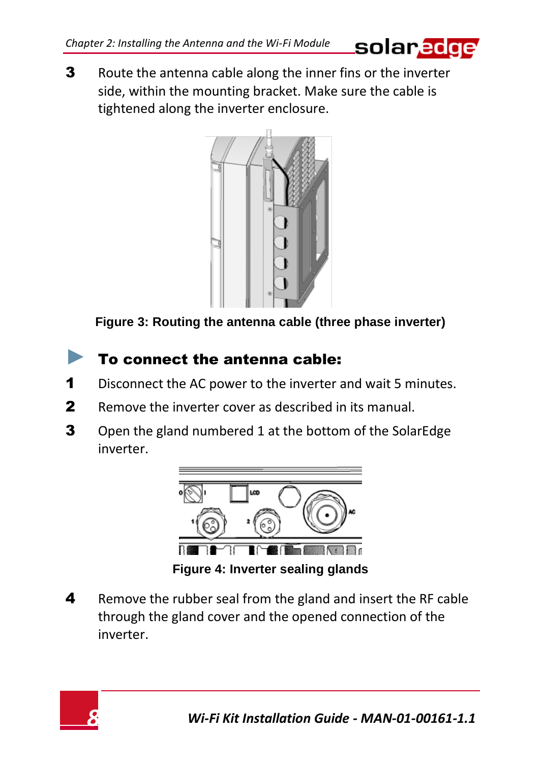3. Route the antenna cable along the inner fins or the inverter side, within the mounting bracket. Make sure the cable is tightened along the inverter enclosure.

**Figure 3: Routing the antenna cable (three phase inverter)**

### ► To connect the antenna cable:

1. Disconnect the AC power to the inverter and wait 5 minutes.
2. Remove the inverter cover as described in its manual.
3. Open the gland numbered 1 at the bottom of the SolarEdge inverter.

**Figure 4: Inverter sealing glands**

4. Remove the rubber seal from the gland and insert the RF cable through the gland cover and the opened connection of the inverter.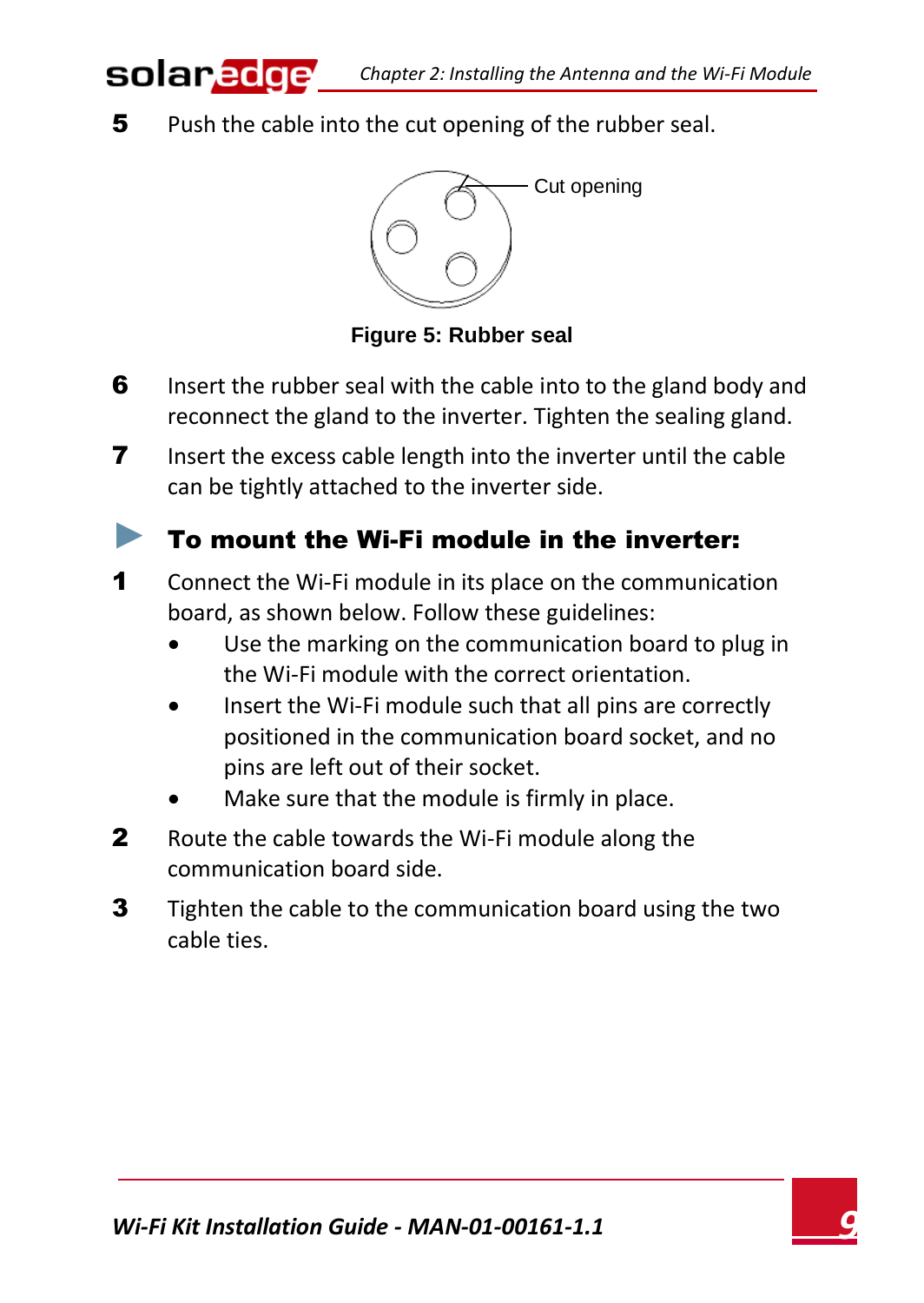5. Push the cable into the cut opening of the rubber seal.

Cut opening

**Figure 5: Rubber seal**

6. Insert the rubber seal with the cable into to the gland body and reconnect the gland to the inverter. Tighten the sealing gland.
7. Insert the excess cable length into the inverter until the cable can be tightly attached to the inverter side.

### ► To mount the Wi-Fi module in the inverter:

1. Connect the Wi-Fi module in its place on the communication board, as shown below. Follow these guidelines:
   - Use the marking on the communication board to plug in the Wi-Fi module with the correct orientation.
   - Insert the Wi-Fi module such that all pins are correctly positioned in the communication board socket, and no pins are left out of their socket.
   - Make sure that the module is firmly in place.
2. Route the cable towards the Wi-Fi module along the communication board side.
3. Tighten the cable to the communication board using the two cable ties.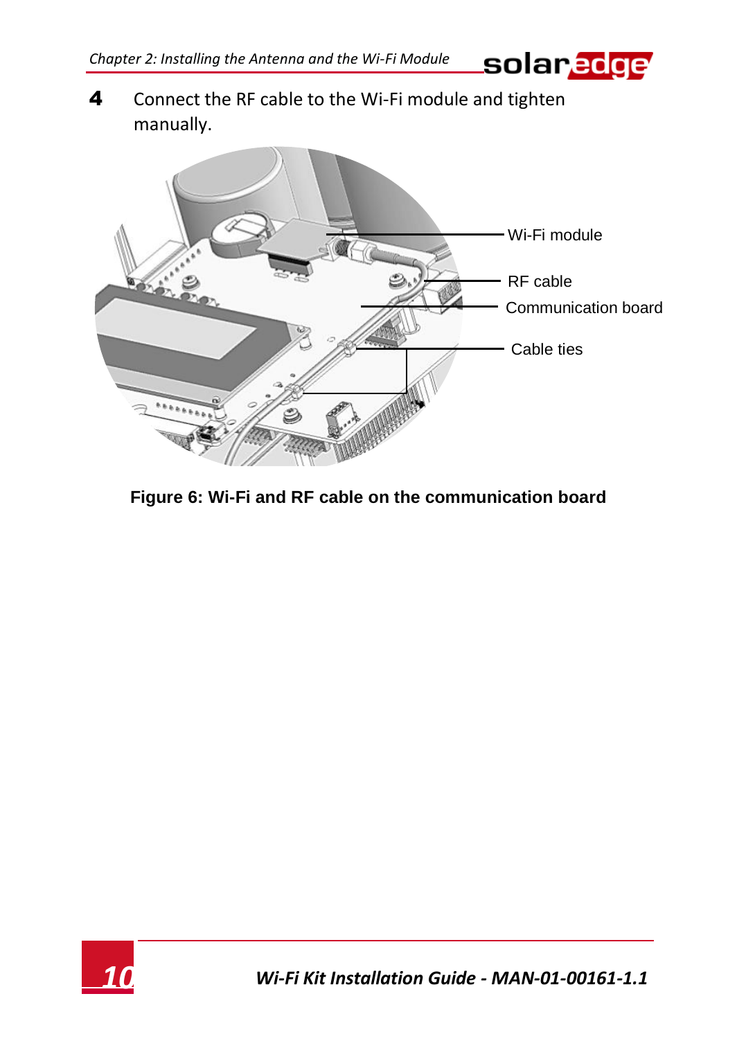4. Connect the RF cable to the Wi-Fi module and tighten manually.

Wi-Fi module

RF cable

Communication board

Cable ties

**Figure 6: Wi-Fi and RF cable on the communication board**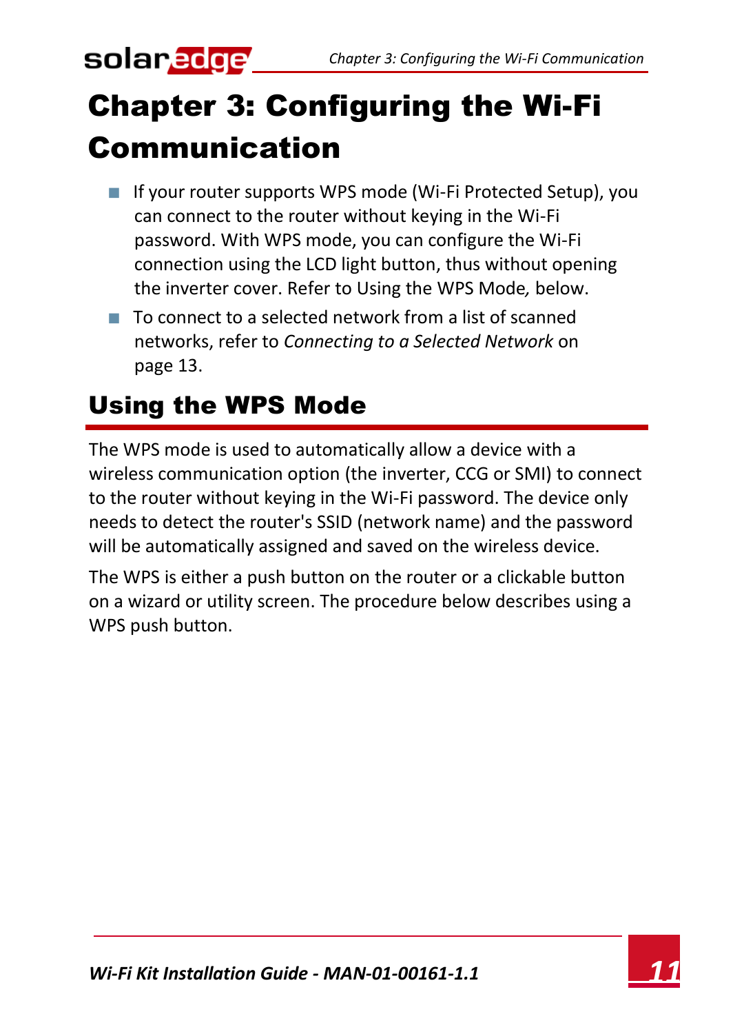# Chapter 3: Configuring the Wi-Fi Communication

- If your router supports WPS mode (Wi-Fi Protected Setup), you can connect to the router without keying in the Wi-Fi password. With WPS mode, you can configure the Wi-Fi connection using the LCD light button, thus without opening the inverter cover. Refer to Using the WPS Mode*,* below.
- To connect to a selected network from a list of scanned networks, refer to *Connecting to a Selected Network* on page 13.

## Using the WPS Mode

The WPS mode is used to automatically allow a device with a wireless communication option (the inverter, CCG or SMI) to connect to the router without keying in the Wi-Fi password. The device only needs to detect the router's SSID (network name) and the password will be automatically assigned and saved on the wireless device.

The WPS is either a push button on the router or a clickable button on a wizard or utility screen. The procedure below describes using a WPS push button.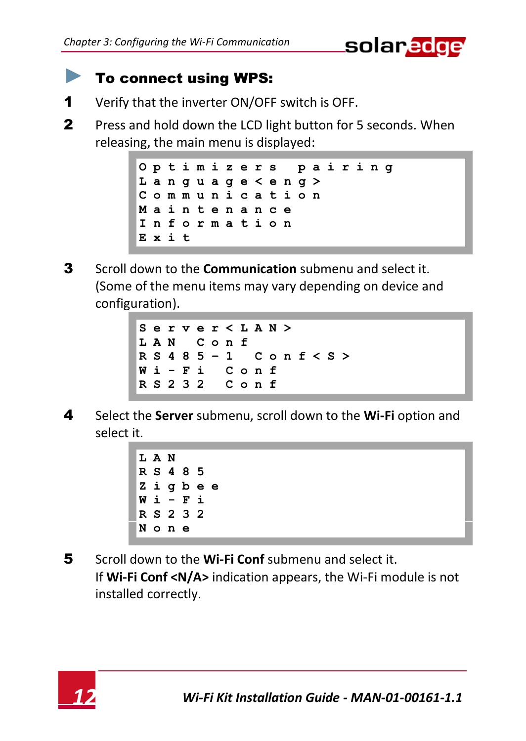### To connect using WPS:

1. Verify that the inverter ON/OFF switch is OFF.
2. Press and hold down the LCD light button for 5 seconds. When releasing, the main menu is displayed:

```
Optimizers pairing
Language<eng>
Communication
Maintenance
Information
Exit
```

3. Scroll down to the **Communication** submenu and select it. (Some of the menu items may vary depending on device and configuration).

```
Server<LAN>
LAN Conf
RS485-1 Conf<S>
Wi-Fi Conf
RS232 Conf
```

4. Select the **Server** submenu, scroll down to the **Wi-Fi** option and select it.

```
LAN
RS485
Zigbee
Wi-Fi
RS232
None
```

5. Scroll down to the **Wi-Fi Conf** submenu and select it.
   If **Wi-Fi Conf <N/A>** indication appears, the Wi-Fi module is not installed correctly.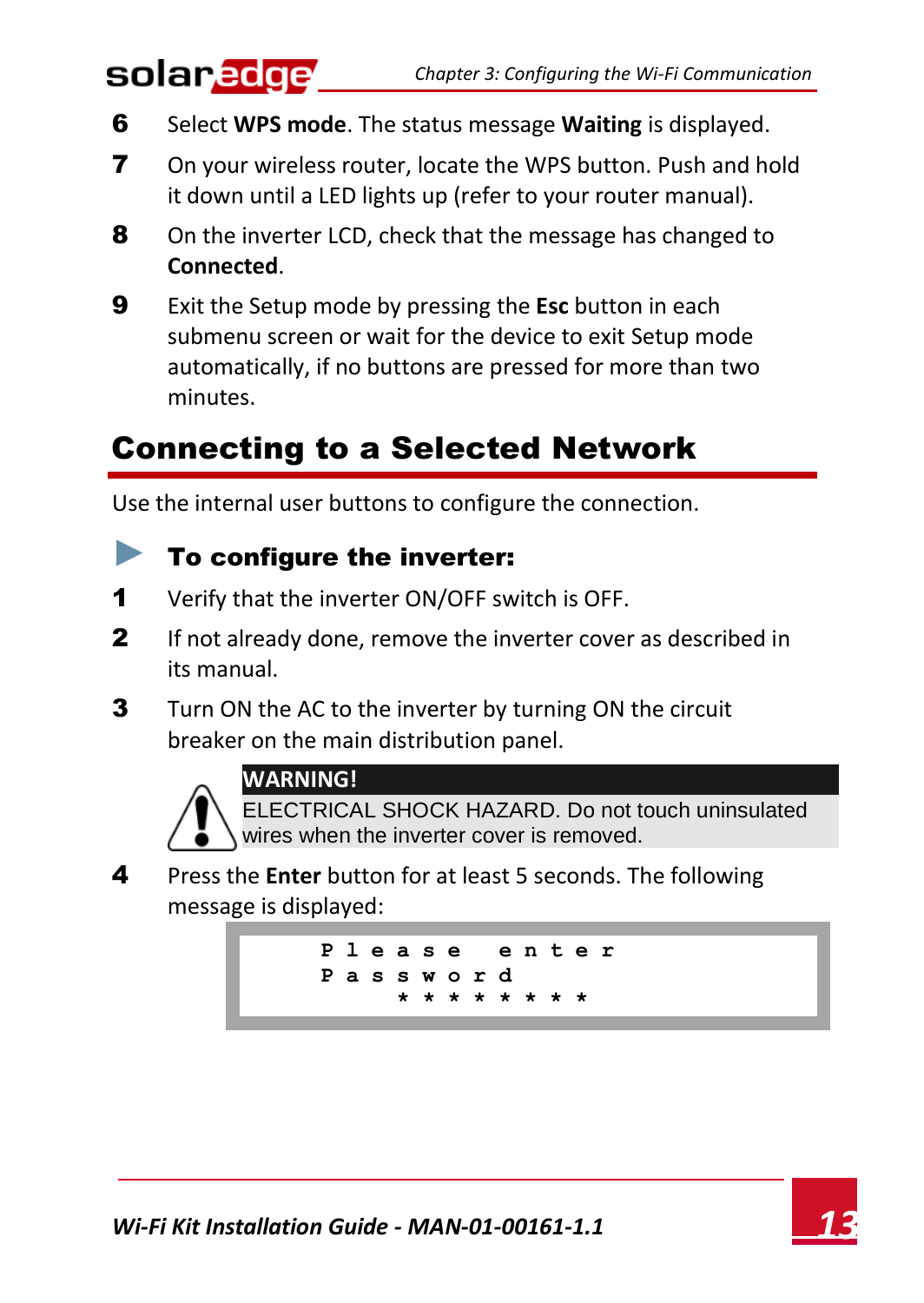6. Select **WPS mode**. The status message **Waiting** is displayed.
7. On your wireless router, locate the WPS button. Push and hold it down until a LED lights up (refer to your router manual).
8. On the inverter LCD, check that the message has changed to **Connected**.
9. Exit the Setup mode by pressing the **Esc** button in each submenu screen or wait for the device to exit Setup mode automatically, if no buttons are pressed for more than two minutes.

## Connecting to a Selected Network

Use the internal user buttons to configure the connection.

### ► To configure the inverter:

1. Verify that the inverter ON/OFF switch is OFF.
2. If not already done, remove the inverter cover as described in its manual.
3. Turn ON the AC to the inverter by turning ON the circuit breaker on the main distribution panel.

> **WARNING!**
> ELECTRICAL SHOCK HAZARD. Do not touch uninsulated wires when the inverter cover is removed.

4. Press the **Enter** button for at least 5 seconds. The following message is displayed:

```
Please enter
Password
    ********
```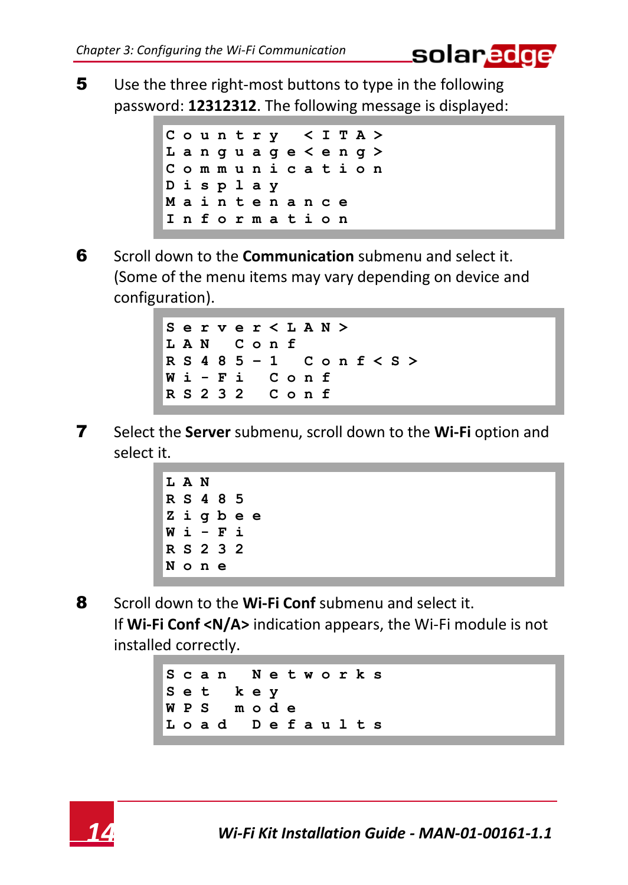5. Use the three right-most buttons to type in the following password: **12312312**. The following message is displayed:

```
Country  <ITA>
Language<eng>
Communication
Display
Maintenance
Information
```

6. Scroll down to the **Communication** submenu and select it. (Some of the menu items may vary depending on device and configuration).

```
Server<LAN>
LAN Conf
RS485-1 Conf<S>
Wi-Fi Conf
RS232 Conf
```

7. Select the **Server** submenu, scroll down to the **Wi-Fi** option and select it.

```
LAN
RS485
Zigbee
Wi-Fi
RS232
None
```

8. Scroll down to the **Wi-Fi Conf** submenu and select it.
   If **Wi-Fi Conf <N/A>** indication appears, the Wi-Fi module is not installed correctly.

```
Scan Networks
Set key
WPS mode
Load Defaults
```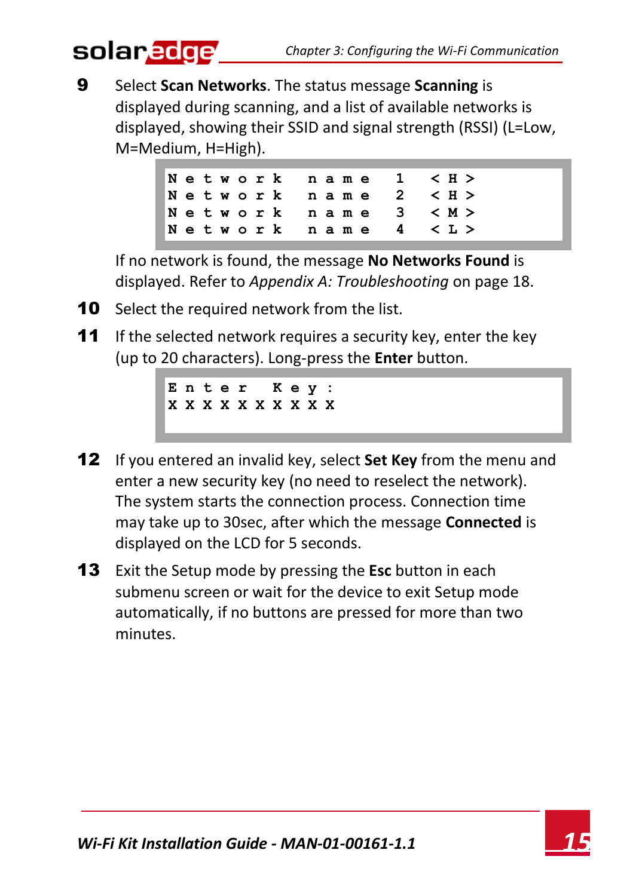9. Select **Scan Networks**. The status message **Scanning** is displayed during scanning, and a list of available networks is displayed, showing their SSID and signal strength (RSSI) (L=Low, M=Medium, H=High).

```
Network name 1  <H>
Network name 2  <H>
Network name 3  <M>
Network name 4  <L>
```

   If no network is found, the message **No Networks Found** is displayed. Refer to *Appendix A: Troubleshooting* on page 18.

10. Select the required network from the list.

11. If the selected network requires a security key, enter the key (up to 20 characters). Long-press the **Enter** button.

```
Enter Key:
XXXXXXXXXX
```

12. If you entered an invalid key, select **Set Key** from the menu and enter a new security key (no need to reselect the network). The system starts the connection process. Connection time may take up to 30sec, after which the message **Connected** is displayed on the LCD for 5 seconds.

13. Exit the Setup mode by pressing the **Esc** button in each submenu screen or wait for the device to exit Setup mode automatically, if no buttons are pressed for more than two minutes.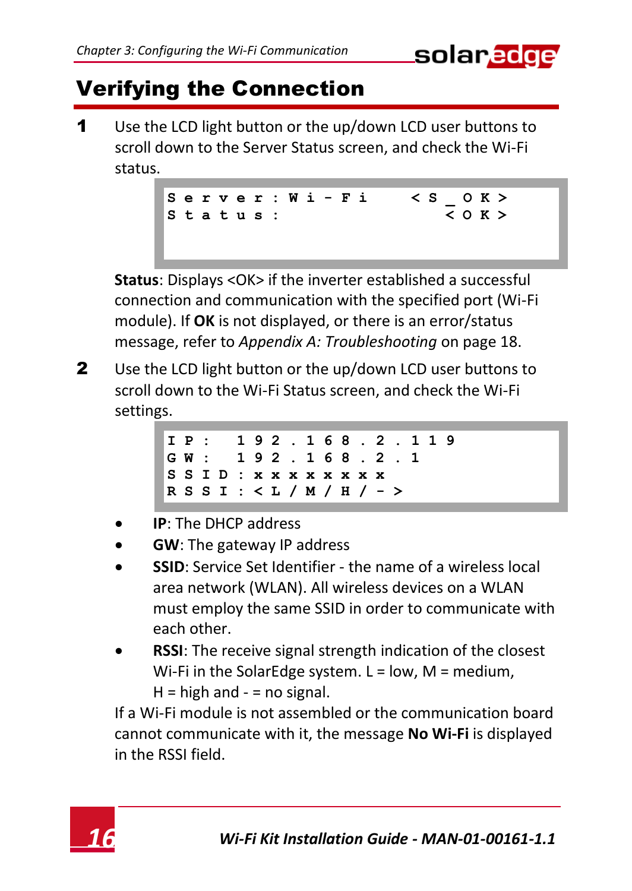## Verifying the Connection

**1** Use the LCD light button or the up/down LCD user buttons to scroll down to the Server Status screen, and check the Wi-Fi status.

```
Server:Wi-Fi    <S_OK>
Status:          <OK>
```

**Status**: Displays <OK> if the inverter established a successful connection and communication with the specified port (Wi-Fi module). If **OK** is not displayed, or there is an error/status message, refer to *Appendix A: Troubleshooting* on page 18.

**2** Use the LCD light button or the up/down LCD user buttons to scroll down to the Wi-Fi Status screen, and check the Wi-Fi settings.

```
IP:  192.168.2.119
GW:  192.168.2.1
SSID:xxxxxxxx
RSSI:<L/M/H/->
```

- **IP**: The DHCP address
- **GW**: The gateway IP address
- **SSID**: Service Set Identifier - the name of a wireless local area network (WLAN). All wireless devices on a WLAN must employ the same SSID in order to communicate with each other.
- **RSSI**: The receive signal strength indication of the closest Wi-Fi in the SolarEdge system. L = low, M = medium, H = high and - = no signal.

If a Wi-Fi module is not assembled or the communication board cannot communicate with it, the message **No Wi-Fi** is displayed in the RSSI field.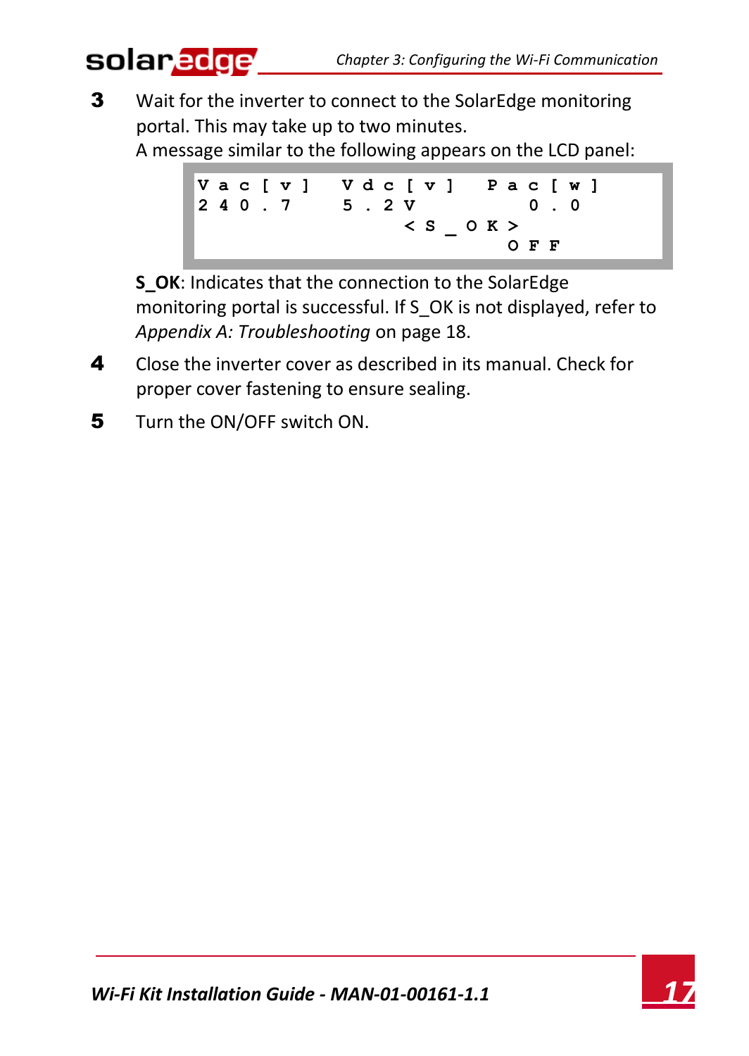3. Wait for the inverter to connect to the SolarEdge monitoring portal. This may take up to two minutes.
   A message similar to the following appears on the LCD panel:

```
Vac[v]  Vdc[v]  Pac[w]
240.7   5.2V       0.0
           <S_OK>
                OFF
```

   **S_OK**: Indicates that the connection to the SolarEdge monitoring portal is successful. If S_OK is not displayed, refer to *Appendix A: Troubleshooting* on page 18.

4. Close the inverter cover as described in its manual. Check for proper cover fastening to ensure sealing.

5. Turn the ON/OFF switch ON.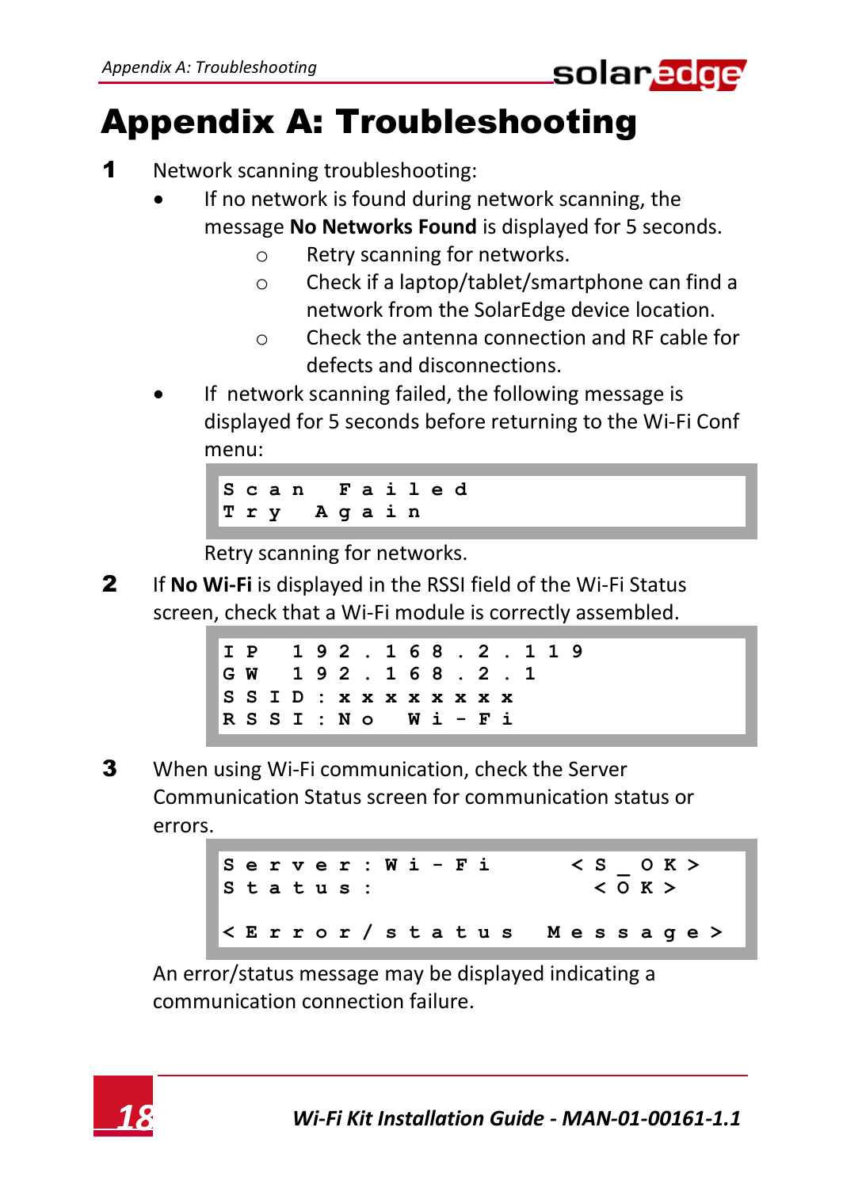# Appendix A: Troubleshooting

**1** Network scanning troubleshooting:

- If no network is found during network scanning, the message **No Networks Found** is displayed for 5 seconds.
  - Retry scanning for networks.
  - Check if a laptop/tablet/smartphone can find a network from the SolarEdge device location.
  - Check the antenna connection and RF cable for defects and disconnections.
- If network scanning failed, the following message is displayed for 5 seconds before returning to the Wi-Fi Conf menu:

```
Scan Failed
Try Again
```

  Retry scanning for networks.

**2** If **No Wi-Fi** is displayed in the RSSI field of the Wi-Fi Status screen, check that a Wi-Fi module is correctly assembled.

```
IP  192.168.2.119
GW  192.168.2.1
SSID:xxxxxxxx
RSSI:No Wi-Fi
```

**3** When using Wi-Fi communication, check the Server Communication Status screen for communication status or errors.

```
Server:Wi-Fi     <S_OK>
Status:           <OK>

<Error/status Message>
```

An error/status message may be displayed indicating a communication connection failure.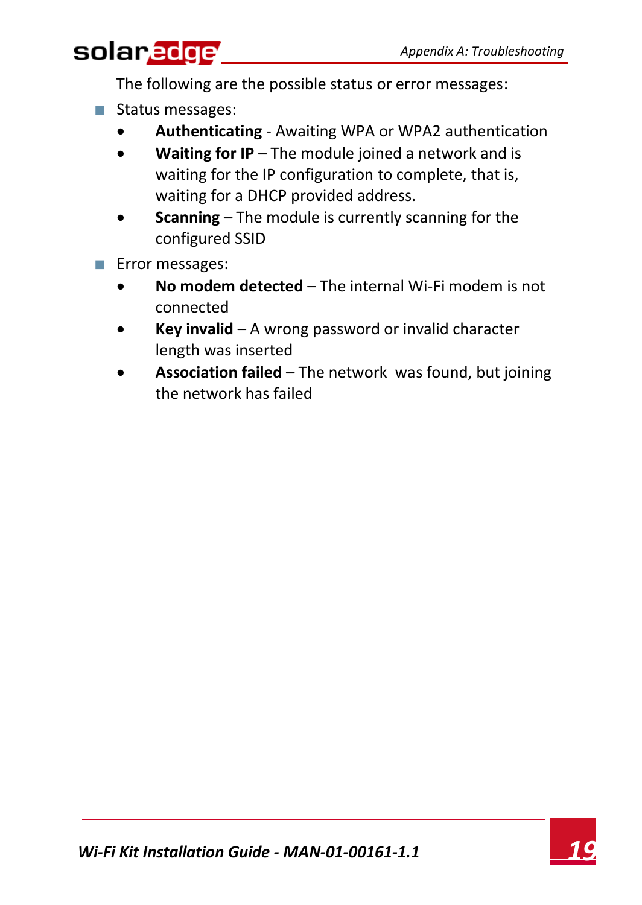The following are the possible status or error messages:

- Status messages:
  - **Authenticating** - Awaiting WPA or WPA2 authentication
  - **Waiting for IP** – The module joined a network and is waiting for the IP configuration to complete, that is, waiting for a DHCP provided address.
  - **Scanning** – The module is currently scanning for the configured SSID
- Error messages:
  - **No modem detected** – The internal Wi-Fi modem is not connected
  - **Key invalid** – A wrong password or invalid character length was inserted
  - **Association failed** – The network was found, but joining the network has failed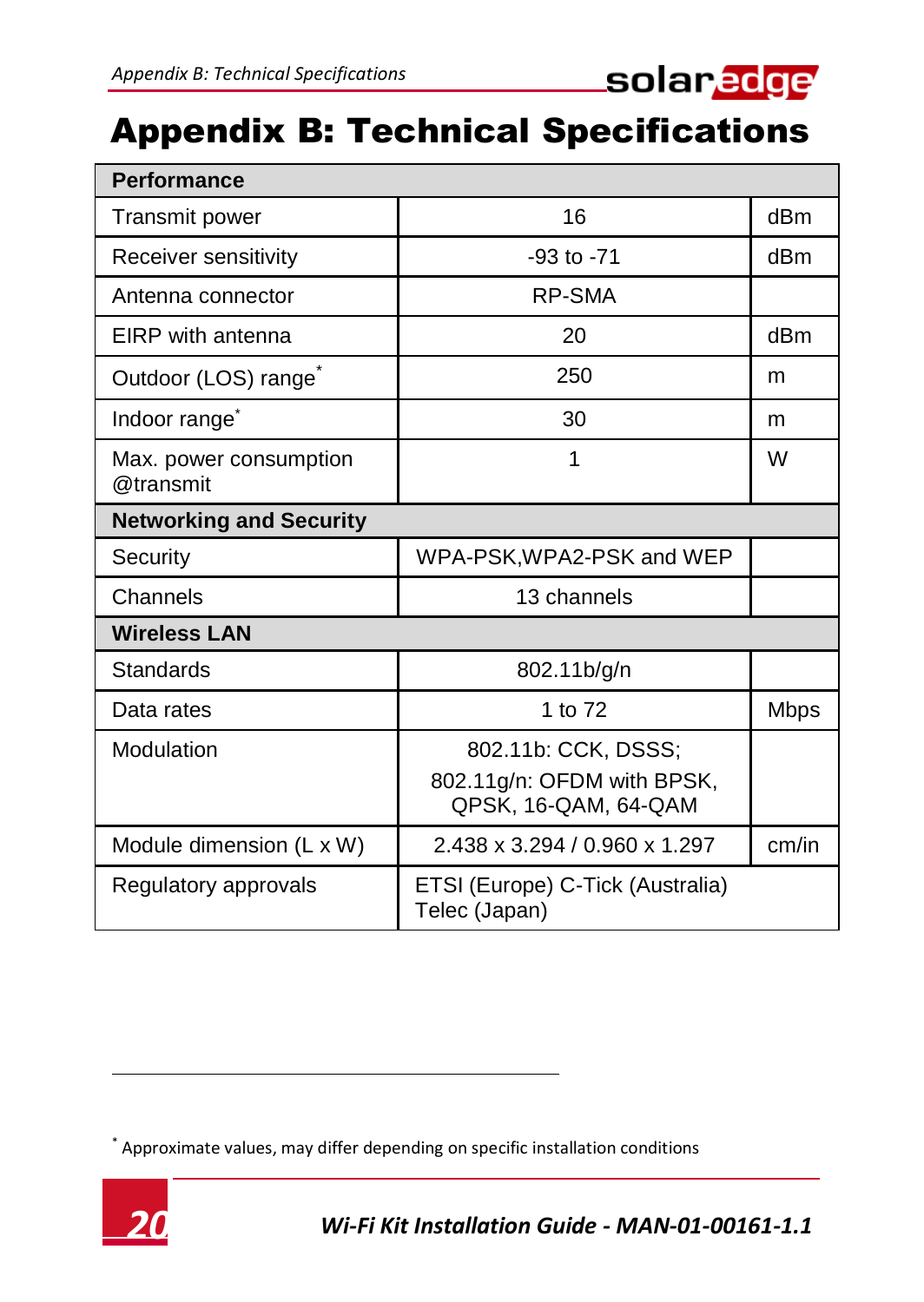# Appendix B: Technical Specifications

| Performance | | |
|---|---|---|
| Transmit power | 16 | dBm |
| Receiver sensitivity | -93 to -71 | dBm |
| Antenna connector | RP-SMA | |
| EIRP with antenna | 20 | dBm |
| Outdoor (LOS) range* | 250 | m |
| Indoor range* | 30 | m |
| Max. power consumption @transmit | 1 | W |
| **Networking and Security** | | |
| Security | WPA-PSK,WPA2-PSK and WEP | |
| Channels | 13 channels | |
| **Wireless LAN** | | |
| Standards | 802.11b/g/n | |
| Data rates | 1 to 72 | Mbps |
| Modulation | 802.11b: CCK, DSSS; 802.11g/n: OFDM with BPSK, QPSK, 16-QAM, 64-QAM | |
| Module dimension (L x W) | 2.438 x 3.294 / 0.960 x 1.297 | cm/in |
| Regulatory approvals | ETSI (Europe) C-Tick (Australia) Telec (Japan) | |

* Approximate values, may differ depending on specific installation conditions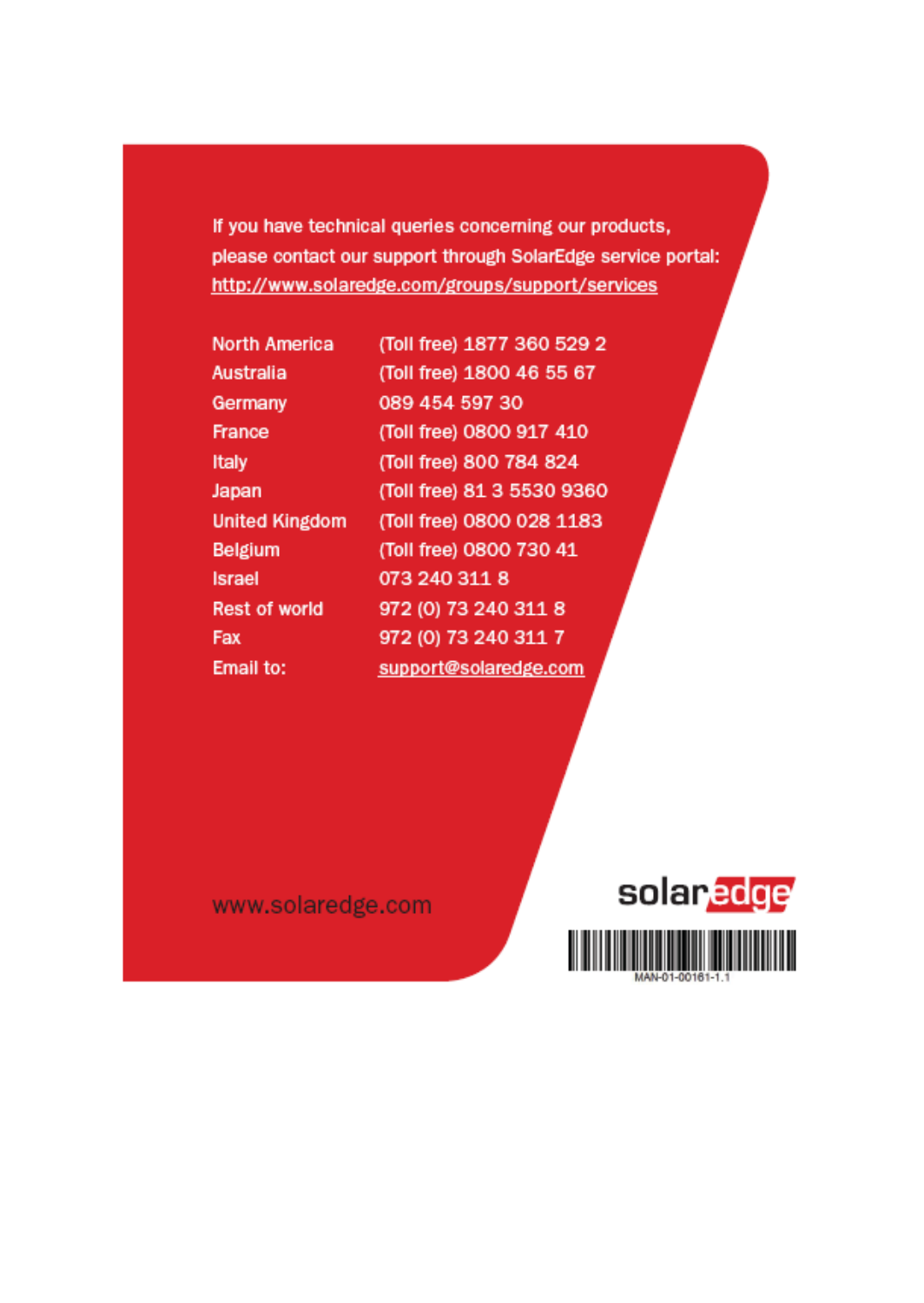If you have technical queries concerning our products, please contact our support through SolarEdge service portal: http://www.solaredge.com/groups/support/services

| | |
|---|---|
| North America | (Toll free) 1877 360 529 2 |
| Australia | (Toll free) 1800 46 55 67 |
| Germany | 089 454 597 30 |
| France | (Toll free) 0800 917 410 |
| Italy | (Toll free) 800 784 824 |
| Japan | (Toll free) 81 3 5530 9360 |
| United Kingdom | (Toll free) 0800 028 1183 |
| Belgium | (Toll free) 0800 730 41 |
| Israel | 073 240 311 8 |
| Rest of world | 972 (0) 73 240 311 8 |
| Fax | 972 (0) 73 240 311 7 |
| Email to: | support@solaredge.com |

www.solaredge.com

solaredge

MAN-01-00161-1.1